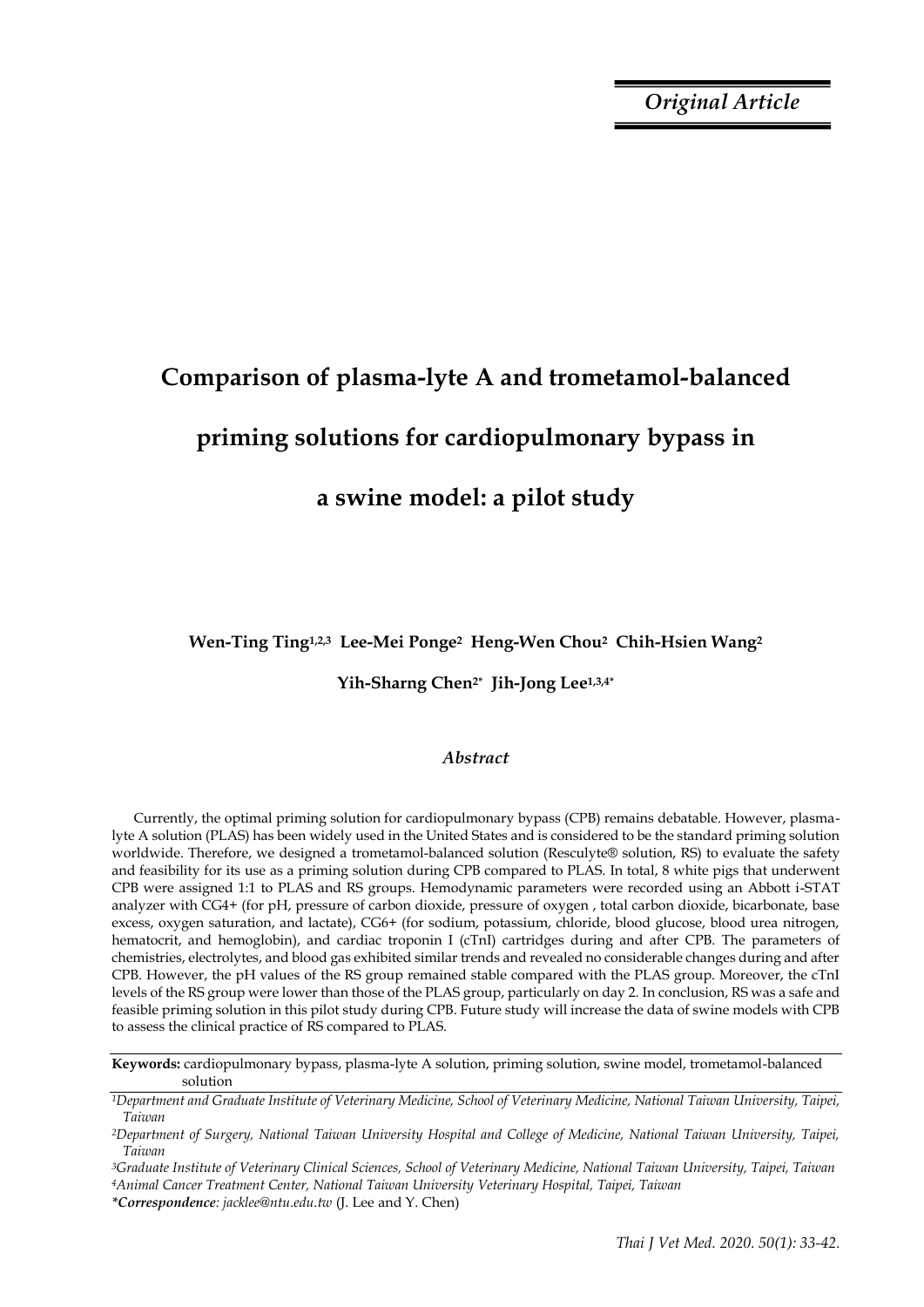*Original Article*

# Comparison of plasma-lyte A and trometamol-balanced priming solutions for cardiopulmonary bypass in a swine model: a pilot study

**Wen-Ting Ting[1,2,3] Lee-Mei Ponge[2] Heng-Wen Chou[2] Chih-Hsien Wang[2]**

**Yih-Sharng Chen[2*] Jih-Jong Lee[1,3,4*]**

## *Abstract*

Currently, the optimal priming solution for cardiopulmonary bypass (CPB) remains debatable. However, plasma-lyte A solution (PLAS) has been widely used in the United States and is considered to be the standard priming solution worldwide. Therefore, we designed a trometamol-balanced solution (Resculyte® solution, RS) to evaluate the safety and feasibility for its use as a priming solution during CPB compared to PLAS. In total, 8 white pigs that underwent CPB were assigned 1:1 to PLAS and RS groups. Hemodynamic parameters were recorded using an Abbott i-STAT analyzer with CG4+ (for pH, pressure of carbon dioxide, pressure of oxygen , total carbon dioxide, bicarbonate, base excess, oxygen saturation, and lactate), CG6+ (for sodium, potassium, chloride, blood glucose, blood urea nitrogen, hematocrit, and hemoglobin), and cardiac troponin I (cTnI) cartridges during and after CPB. The parameters of chemistries, electrolytes, and blood gas exhibited similar trends and revealed no considerable changes during and after CPB. However, the pH values of the RS group remained stable compared with the PLAS group. Moreover, the cTnI levels of the RS group were lower than those of the PLAS group, particularly on day 2. In conclusion, RS was a safe and feasible priming solution in this pilot study during CPB. Future study will increase the data of swine models with CPB to assess the clinical practice of RS compared to PLAS.

**Keywords:** cardiopulmonary bypass, plasma-lyte A solution, priming solution, swine model, trometamol-balanced solution

[1]*Department and Graduate Institute of Veterinary Medicine, School of Veterinary Medicine, National Taiwan University, Taipei, Taiwan*

[2]*Department of Surgery, National Taiwan University Hospital and College of Medicine, National Taiwan University, Taipei, Taiwan*

[3]*Graduate Institute of Veterinary Clinical Sciences, School of Veterinary Medicine, National Taiwan University, Taipei, Taiwan*

[4]*Animal Cancer Treatment Center, National Taiwan University Veterinary Hospital, Taipei, Taiwan*

***Correspondence**: jacklee@ntu.edu.tw* (J. Lee and Y. Chen)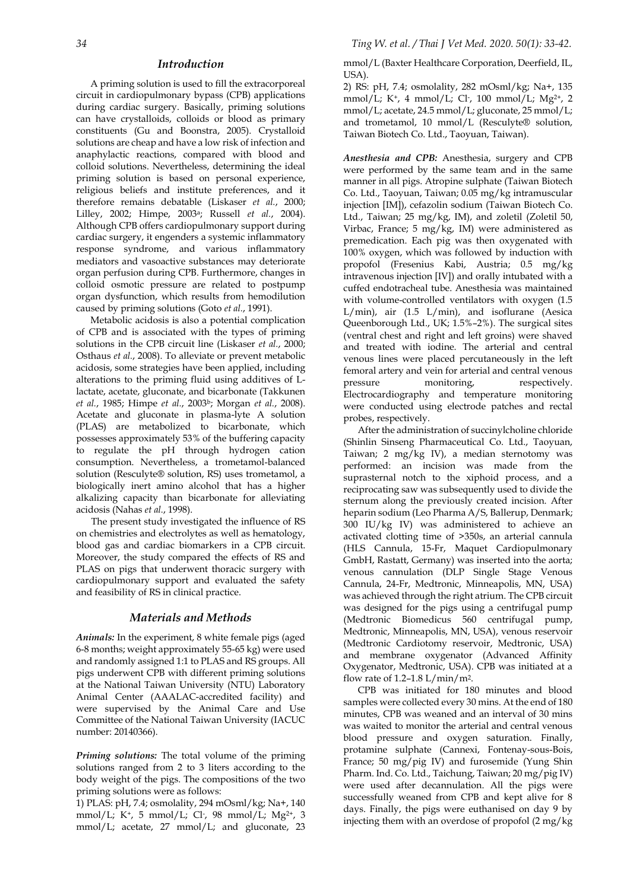## Introduction

A priming solution is used to fill the extracorporeal circuit in cardiopulmonary bypass (CPB) applications during cardiac surgery. Basically, priming solutions can have crystalloids, colloids or blood as primary constituents (Gu and Boonstra, 2005). Crystalloid solutions are cheap and have a low risk of infection and anaphylactic reactions, compared with blood and colloid solutions. Nevertheless, determining the ideal priming solution is based on personal experience, religious beliefs and institute preferences, and it therefore remains debatable (Liskaser *et al.*, 2000; Lilley, 2002; Himpe, 2003[a]; Russell *et al.*, 2004). Although CPB offers cardiopulmonary support during cardiac surgery, it engenders a systemic inflammatory response syndrome, and various inflammatory mediators and vasoactive substances may deteriorate organ perfusion during CPB. Furthermore, changes in colloid osmotic pressure are related to postpump organ dysfunction, which results from hemodilution caused by priming solutions (Goto *et al.*, 1991).

Metabolic acidosis is also a potential complication of CPB and is associated with the types of priming solutions in the CPB circuit line (Liskaser *et al.*, 2000; Osthaus *et al.*, 2008). To alleviate or prevent metabolic acidosis, some strategies have been applied, including alterations to the priming fluid using additives of L-lactate, acetate, gluconate, and bicarbonate (Takkunen *et al.*, 1985; Himpe *et al.*, 2003[b]; Morgan *et al.*, 2008). Acetate and gluconate in plasma-lyte A solution (PLAS) are metabolized to bicarbonate, which possesses approximately 53% of the buffering capacity to regulate the pH through hydrogen cation consumption. Nevertheless, a trometamol-balanced solution (Resculyte® solution, RS) uses trometamol, a biologically inert amino alcohol that has a higher alkalizing capacity than bicarbonate for alleviating acidosis (Nahas *et al.*, 1998).

The present study investigated the influence of RS on chemistries and electrolytes as well as hematology, blood gas and cardiac biomarkers in a CPB circuit. Moreover, the study compared the effects of RS and PLAS on pigs that underwent thoracic surgery with cardiopulmonary support and evaluated the safety and feasibility of RS in clinical practice.

## Materials and Methods

***Animals:*** In the experiment, 8 white female pigs (aged 6-8 months; weight approximately 55-65 kg) were used and randomly assigned 1:1 to PLAS and RS groups. All pigs underwent CPB with different priming solutions at the National Taiwan University (NTU) Laboratory Animal Center (AAALAC-accredited facility) and were supervised by the Animal Care and Use Committee of the National Taiwan University (IACUC number: 20140366).

***Priming solutions:*** The total volume of the priming solutions ranged from 2 to 3 liters according to the body weight of the pigs. The compositions of the two priming solutions were as follows:

1) PLAS: pH, 7.4; osmolality, 294 mOsml/kg; $Na^+$, 140 mmol/L; $K^+$, 5 mmol/L; $Cl^-$, 98 mmol/L; $Mg^{2+}$, 3 mmol/L; acetate, 27 mmol/L; and gluconate, 23 mmol/L (Baxter Healthcare Corporation, Deerfield, IL, USA).

2) RS: pH, 7.4; osmolality, 282 mOsml/kg; $Na^+$, 135 mmol/L; $K^+$, 4 mmol/L; $Cl^-$, 100 mmol/L; $Mg^{2+}$, 2 mmol/L; acetate, 24.5 mmol/L; gluconate, 25 mmol/L; and trometamol, 10 mmol/L (Resculyte® solution, Taiwan Biotech Co. Ltd., Taoyuan, Taiwan).

***Anesthesia and CPB:*** Anesthesia, surgery and CPB were performed by the same team and in the same manner in all pigs. Atropine sulphate (Taiwan Biotech Co. Ltd., Taoyuan, Taiwan; 0.05 mg/kg intramuscular injection [IM]), cefazolin sodium (Taiwan Biotech Co. Ltd., Taiwan; 25 mg/kg, IM), and zoletil (Zoletil 50, Virbac, France; 5 mg/kg, IM) were administered as premedication. Each pig was then oxygenated with 100% oxygen, which was followed by induction with propofol (Fresenius Kabi, Austria; 0.5 mg/kg intravenous injection [IV]) and orally intubated with a cuffed endotracheal tube. Anesthesia was maintained with volume-controlled ventilators with oxygen (1.5 L/min), air (1.5 L/min), and isoflurane (Aesica Queenborough Ltd., UK; 1.5%–2%). The surgical sites (ventral chest and right and left groins) were shaved and treated with iodine. The arterial and central venous lines were placed percutaneously in the left femoral artery and vein for arterial and central venous pressure monitoring, respectively. Electrocardiography and temperature monitoring were conducted using electrode patches and rectal probes, respectively.

After the administration of succinylcholine chloride (Shinlin Sinseng Pharmaceutical Co. Ltd., Taoyuan, Taiwan; 2 mg/kg IV), a median sternotomy was performed: an incision was made from the suprasternal notch to the xiphoid process, and a reciprocating saw was subsequently used to divide the sternum along the previously created incision. After heparin sodium (Leo Pharma A/S, Ballerup, Denmark; 300 IU/kg IV) was administered to achieve an activated clotting time of >350s, an arterial cannula (HLS Cannula, 15-Fr, Maquet Cardiopulmonary GmbH, Rastatt, Germany) was inserted into the aorta; venous cannulation (DLP Single Stage Venous Cannula, 24-Fr, Medtronic, Minneapolis, MN, USA) was achieved through the right atrium. The CPB circuit was designed for the pigs using a centrifugal pump (Medtronic Biomedicus 560 centrifugal pump, Medtronic, Minneapolis, MN, USA), venous reservoir (Medtronic Cardiotomy reservoir, Medtronic, USA) and membrane oxygenator (Advanced Affinity Oxygenator, Medtronic, USA). CPB was initiated at a flow rate of 1.2–1.8 $L/min/m^2$.

CPB was initiated for 180 minutes and blood samples were collected every 30 mins. At the end of 180 minutes, CPB was weaned and an interval of 30 mins was waited to monitor the arterial and central venous blood pressure and oxygen saturation. Finally, protamine sulphate (Cannexi, Fontenay-sous-Bois, France; 50 mg/pig IV) and furosemide (Yung Shin Pharm. Ind. Co. Ltd., Taichung, Taiwan; 20 mg/pig IV) were used after decannulation. All the pigs were successfully weaned from CPB and kept alive for 8 days. Finally, the pigs were euthanised on day 9 by injecting them with an overdose of propofol (2 mg/kg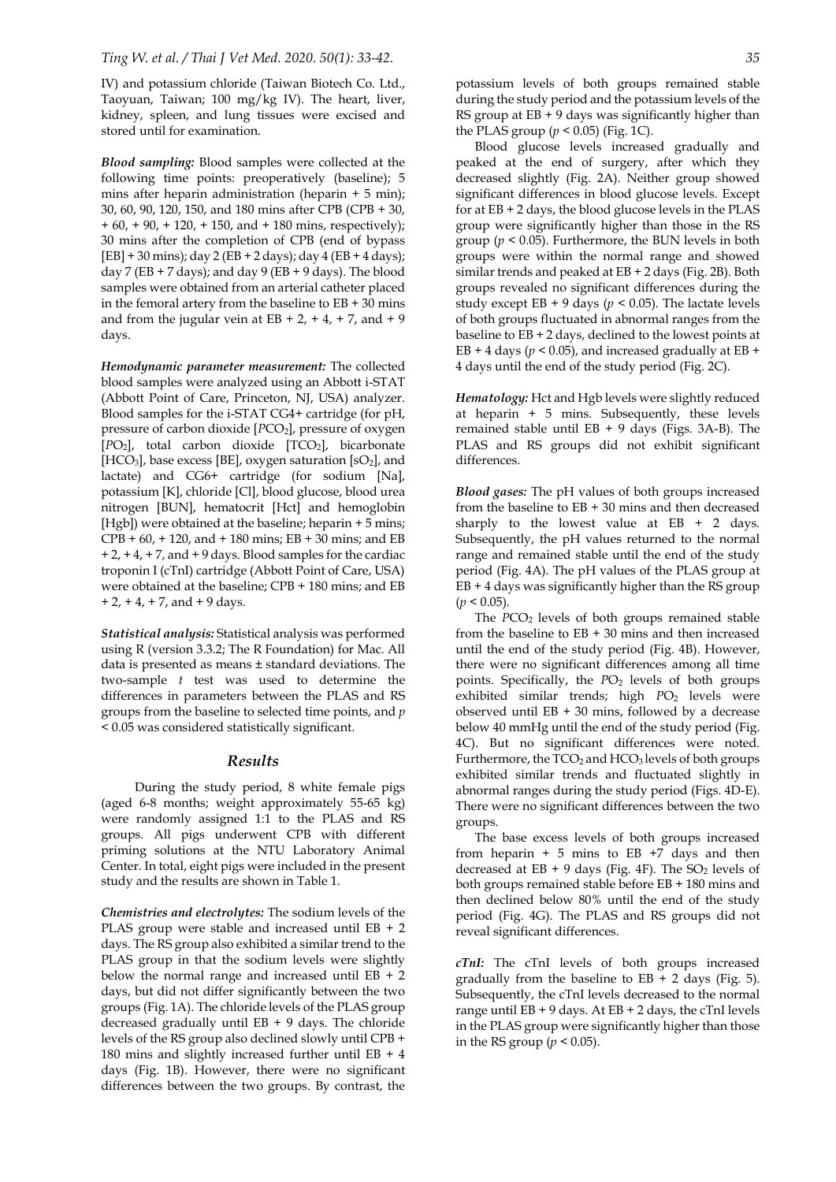IV) and potassium chloride (Taiwan Biotech Co. Ltd., Taoyuan, Taiwan; 100 mg/kg IV). The heart, liver, kidney, spleen, and lung tissues were excised and stored until for examination.

***Blood sampling:*** Blood samples were collected at the following time points: preoperatively (baseline); 5 mins after heparin administration (heparin + 5 min); 30, 60, 90, 120, 150, and 180 mins after CPB (CPB + 30, + 60, + 90, + 120, + 150, and + 180 mins, respectively); 30 mins after the completion of CPB (end of bypass [EB] + 30 mins); day 2 (EB + 2 days); day 4 (EB + 4 days); day 7 (EB + 7 days); and day 9 (EB + 9 days). The blood samples were obtained from an arterial catheter placed in the femoral artery from the baseline to EB + 30 mins and from the jugular vein at EB + 2, + 4, + 7, and + 9 days.

***Hemodynamic parameter measurement:*** The collected blood samples were analyzed using an Abbott i-STAT (Abbott Point of Care, Princeton, NJ, USA) analyzer. Blood samples for the i-STAT CG4+ cartridge (for pH, pressure of carbon dioxide [$PCO_2$], pressure of oxygen [$PO_2$], total carbon dioxide [$TCO_2$], bicarbonate [$HCO_3$], base excess [BE], oxygen saturation [$sO_2$], and lactate) and CG6+ cartridge (for sodium [Na], potassium [K], chloride [Cl], blood glucose, blood urea nitrogen [BUN], hematocrit [Hct] and hemoglobin [Hgb]) were obtained at the baseline; heparin + 5 mins; CPB + 60, + 120, and + 180 mins; EB + 30 mins; and EB + 2, + 4, + 7, and + 9 days. Blood samples for the cardiac troponin I (cTnI) cartridge (Abbott Point of Care, USA) were obtained at the baseline; CPB + 180 mins; and EB + 2, + 4, + 7, and + 9 days.

***Statistical analysis:*** Statistical analysis was performed using R (version 3.3.2; The R Foundation) for Mac. All data is presented as means ± standard deviations. The two-sample *t* test was used to determine the differences in parameters between the PLAS and RS groups from the baseline to selected time points, and $p < 0.05$ was considered statistically significant.

## *Results*

During the study period, 8 white female pigs (aged 6-8 months; weight approximately 55-65 kg) were randomly assigned 1:1 to the PLAS and RS groups. All pigs underwent CPB with different priming solutions at the NTU Laboratory Animal Center. In total, eight pigs were included in the present study and the results are shown in Table 1.

***Chemistries and electrolytes:*** The sodium levels of the PLAS group were stable and increased until EB + 2 days. The RS group also exhibited a similar trend to the PLAS group in that the sodium levels were slightly below the normal range and increased until EB + 2 days, but did not differ significantly between the two groups (Fig. 1A). The chloride levels of the PLAS group decreased gradually until EB + 9 days. The chloride levels of the RS group also declined slowly until CPB + 180 mins and slightly increased further until EB + 4 days (Fig. 1B). However, there were no significant differences between the two groups. By contrast, the potassium levels of both groups remained stable during the study period and the potassium levels of the RS group at EB + 9 days was significantly higher than the PLAS group ($p < 0.05$) (Fig. 1C).

Blood glucose levels increased gradually and peaked at the end of surgery, after which they decreased slightly (Fig. 2A). Neither group showed significant differences in blood glucose levels. Except for at EB + 2 days, the blood glucose levels in the PLAS group were significantly higher than those in the RS group ($p < 0.05$). Furthermore, the BUN levels in both groups were within the normal range and showed similar trends and peaked at EB + 2 days (Fig. 2B). Both groups revealed no significant differences during the study except EB + 9 days ($p < 0.05$). The lactate levels of both groups fluctuated in abnormal ranges from the baseline to EB + 2 days, declined to the lowest points at EB + 4 days ($p < 0.05$), and increased gradually at EB + 4 days until the end of the study period (Fig. 2C).

***Hematology:*** Hct and Hgb levels were slightly reduced at heparin + 5 mins. Subsequently, these levels remained stable until EB + 9 days (Figs. 3A-B). The PLAS and RS groups did not exhibit significant differences.

***Blood gases:*** The pH values of both groups increased from the baseline to EB + 30 mins and then decreased sharply to the lowest value at EB + 2 days. Subsequently, the pH values returned to the normal range and remained stable until the end of the study period (Fig. 4A). The pH values of the PLAS group at EB + 4 days was significantly higher than the RS group ($p < 0.05$).

The $PCO_2$ levels of both groups remained stable from the baseline to EB + 30 mins and then increased until the end of the study period (Fig. 4B). However, there were no significant differences among all time points. Specifically, the $PO_2$ levels of both groups exhibited similar trends; high $PO_2$ levels were observed until EB + 30 mins, followed by a decrease below 40 mmHg until the end of the study period (Fig. 4C). But no significant differences were noted. Furthermore, the $TCO_2$ and $HCO_3$ levels of both groups exhibited similar trends and fluctuated slightly in abnormal ranges during the study period (Figs. 4D-E). There were no significant differences between the two groups.

The base excess levels of both groups increased from heparin + 5 mins to EB +7 days and then decreased at EB + 9 days (Fig. 4F). The $SO_2$ levels of both groups remained stable before EB + 180 mins and then declined below 80% until the end of the study period (Fig. 4G). The PLAS and RS groups did not reveal significant differences.

***cTnI:*** The cTnI levels of both groups increased gradually from the baseline to EB + 2 days (Fig. 5). Subsequently, the cTnI levels decreased to the normal range until EB + 9 days. At EB + 2 days, the cTnI levels in the PLAS group were significantly higher than those in the RS group ($p < 0.05$).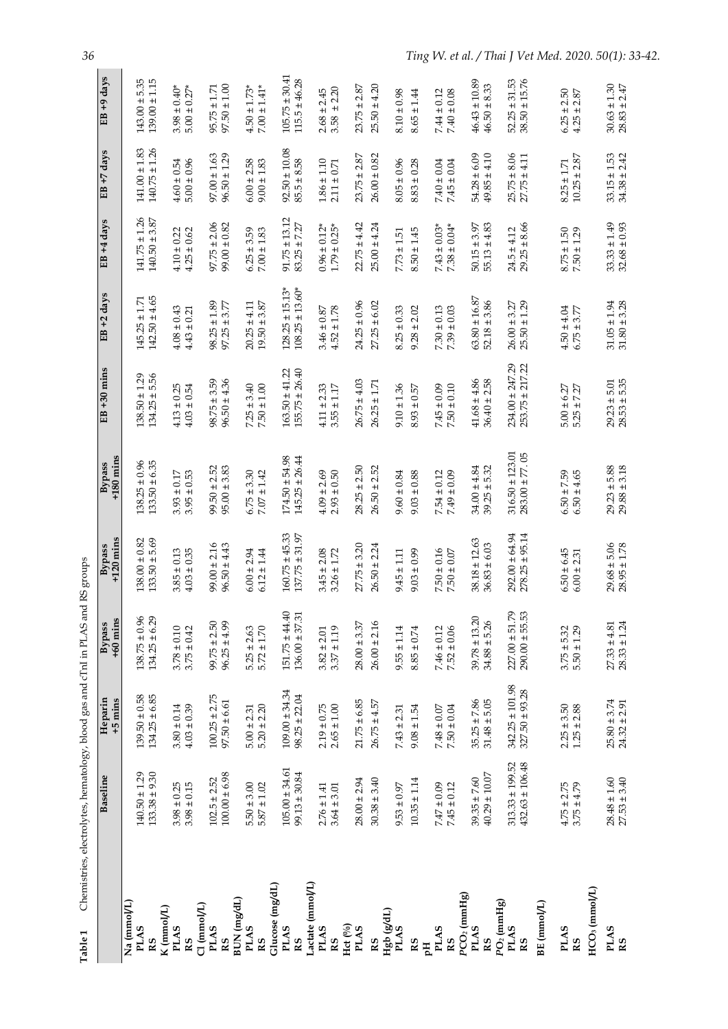**Table 1** Chemistries, electrolytes, hematology, blood gas and cTnI in PLAS and RS groups

| | Baseline | Heparin +5 mins | Bypass +60 mins | Bypass +120 mins | Bypass +180 mins | EB +30 mins | EB +2 days | EB +4 days | EB +7 days | EB +9 days |
|---|---|---|---|---|---|---|---|---|---|---|
| **Na (mmol/L)** | | | | | | | | | | |
| **PLAS** | 140.50 ± 1.29 | 139.50 ± 0.58 | 138.75 ± 0.96 | 138.00 ± 0.82 | 138.25 ± 0.96 | 138.50 ± 1.29 | 145.25 ± 1.71 | 141.75 ± 1.26 | 141.00 ± 1.83 | 143.00 ± 5.35 |
| **RS** | 133.38 ± 9.30 | 134.25 ± 6.85 | 134.25 ± 6.29 | 133.50 ± 5.69 | 133.50 ± 6.35 | 134.25 ± 5.56 | 142.50 ± 4.65 | 140.50 ± 3.87 | 140.75 ± 1.26 | 139.00 ± 1.15 |
| **K (mmol/L)** | | | | | | | | | | |
| **PLAS** | 3.98 ± 0.25 | 3.80 ± 0.14 | 3.78 ± 0.10 | 3.85 ± 0.13 | 3.93 ± 0.17 | 4.13 ± 0.25 | 4.08 ± 0.43 | 4.10 ± 0.22 | 4.60 ± 0.54 | 3.98 ± 0.40* |
| **RS** | 3.98 ± 0.15 | 4.03 ± 0.39 | 3.75 ± 0.42 | 4.03 ± 0.35 | 3.95 ± 0.53 | 4.03 ± 0.54 | 4.43 ± 0.21 | 4.25 ± 0.62 | 5.00 ± 0.96 | 5.00 ± 0.27* |
| **Cl (mmol/L)** | | | | | | | | | | |
| **PLAS** | 102.5 ± 2.52 | 100.25 ± 2.75 | 99.75 ± 2.50 | 99.00 ± 2.16 | 99.50 ± 2.52 | 98.75 ± 3.59 | 98.25 ± 1.89 | 97.75 ± 2.06 | 97.00 ± 1.63 | 95.75 ± 1.71 |
| **RS** | 100.00 ± 6.98 | 97.50 ± 6.61 | 96.25 ± 4.99 | 96.50 ± 4.43 | 95.00 ± 3.83 | 96.50 ± 4.36 | 97.25 ± 3.77 | 99.00 ± 0.82 | 96.50 ± 1.29 | 97.50 ± 1.00 |
| **BUN (mg/dL)** | | | | | | | | | | |
| **PLAS** | 5.50 ± 3.00 | 5.00 ± 2.31 | 5.25 ± 2.63 | 6.00 ± 2.94 | 6.75 ± 3.30 | 7.25 ± 3.40 | 20.25 ± 4.11 | 6.25 ± 3.59 | 6.00 ± 2.58 | 4.50 ± 1.73* |
| **RS** | 5.87 ± 1.02 | 5.20 ± 2.20 | 5.72 ± 1.70 | 6.12 ± 1.44 | 7.07 ± 1.42 | 7.50 ± 1.00 | 19.50 ± 3.87 | 7.00 ± 1.83 | 9.00 ± 1.83 | 7.00 ± 1.41* |
| **Glucose (mg/dL)** | | | | | | | | | | |
| **PLAS** | 105.00 ± 34.61 | 109.00 ± 34.34 | 151.75 ± 44.40 | 160.75 ± 45.33 | 174.50 ± 54.98 | 163.50 ± 41.22 | 128.25 ± 15.13* | 91.75 ± 13.12 | 92.50 ± 10.08 | 105.75 ± 30.41 |
| **RS** | 99.13 ± 30.84 | 98.25 ± 22.04 | 136.00 ± 37.31 | 137.75 ± 31.97 | 145.25 ± 26.44 | 155.75 ± 26.40 | 108.25 ± 13.60* | 83.25 ± 7.27 | 85.5 ± 8.58 | 115.5 ± 46.28 |
| **Lactate (mmol/L)** | | | | | | | | | | |
| **PLAS** | 2.76 ± 1.41 | 2.19 ± 0.75 | 3.82 ± 2.01 | 3.45 ± 2.08 | 4.09 ± 2.69 | 4.11 ± 2.33 | 3.46 ± 0.87 | 0.96 ± 0.12* | 1.86 ± 1.10 | 2.68 ± 2.45 |
| **RS** | 3.64 ± 3.01 | 2.65 ± 1.00 | 3.37 ± 1.19 | 3.26 ± 1.72 | 2.93 ± 0.50 | 3.55 ± 1.17 | 4.52 ± 1.78 | 1.79 ± 0.25* | 2.11 ± 0.71 | 3.58 ± 2.20 |
| **Hct (%)** | | | | | | | | | | |
| **PLAS** | 28.00 ± 2.94 | 21.75 ± 6.85 | 28.00 ± 3.37 | 27.75 ± 3.20 | 28.25 ± 2.50 | 26.75 ± 4.03 | 24.25 ± 0.96 | 22.75 ± 4.42 | 23.75 ± 2.87 | 23.75 ± 2.87 |
| **RS** | 30.38 ± 3.40 | 26.75 ± 4.57 | 26.00 ± 2.16 | 26.50 ± 2.24 | 26.50 ± 2.52 | 26.25 ± 1.71 | 27.25 ± 6.02 | 25.00 ± 4.24 | 26.00 ± 0.82 | 25.50 ± 4.20 |
| **Hgb (g/dL)** | | | | | | | | | | |
| **PLAS** | 9.53 ± 0.97 | 7.43 ± 2.31 | 9.55 ± 1.14 | 9.45 ± 1.11 | 9.60 ± 0.84 | 9.10 ± 1.36 | 8.25 ± 0.33 | 7.73 ± 1.51 | 8.05 ± 0.96 | 8.10 ± 0.98 |
| **RS** | 10.35 ± 1.14 | 9.08 ± 1.54 | 8.85 ± 0.74 | 9.03 ± 0.99 | 9.03 ± 0.88 | 8.93 ± 0.57 | 9.28 ± 2.02 | 8.50 ± 1.45 | 8.83 ± 0.28 | 8.65 ± 1.44 |
| **pH** | | | | | | | | | | |
| **PLAS** | 7.47 ± 0.09 | 7.48 ± 0.07 | 7.46 ± 0.12 | 7.50 ± 0.16 | 7.54 ± 0.12 | 7.45 ± 0.09 | 7.30 ± 0.13 | 7.43 ± 0.03* | 7.40 ± 0.04 | 7.44 ± 0.12 |
| **RS** | 7.45 ± 0.12 | 7.50 ± 0.04 | 7.52 ± 0.06 | 7.50 ± 0.07 | 7.49 ± 0.09 | 7.50 ± 0.10 | 7.39 ± 0.03 | 7.38 ± 0.04* | 7.45 ± 0.04 | 7.40 ± 0.08 |
| ***P*$CO_2$ (mmHg)** | | | | | | | | | | |
| **PLAS** | 39.35 ± 7.60 | 35.25 ± 7.86 | 39.78 ± 13.20 | 38.18 ± 12.63 | 34.00 ± 4.84 | 41.68 ± 4.86 | 63.80 ± 16.87 | 50.15 ± 3.97 | 54.28 ± 6.09 | 46.43 ± 10.89 |
| **RS** | 40.29 ± 10.07 | 31.48 ± 5.05 | 34.88 ± 5.26 | 36.83 ± 6.03 | 39.25 ± 5.32 | 36.40 ± 2.58 | 52.18 ± 3.86 | 55.13 ± 4.83 | 49.85 ± 4.10 | 46.50 ± 8.33 |
| ***P*$O_2$ (mmHg)** | | | | | | | | | | |
| **PLAS** | 313.33 ± 199.52 | 342.25 ± 101.98 | 227.00 ± 51.79 | 292.00 ± 64.94 | 316.50 ± 123.01 | 234.00 ± 247.29 | 26.00 ± 3.27 | 24.5 ± 4.12 | 25.75 ± 8.06 | 52.25 ± 31.53 |
| **RS** | 432.63 ± 106.48 | 327.50 ± 93.28 | 290.00 ± 55.53 | 278.25 ± 95.14 | 283.00 ± 77. 05 | 253.75 ± 217.22 | 25.50 ± 1.29 | 29.25 ± 8.66 | 27.75 ± 4.11 | 38.50 ± 15.76 |
| **BE (mmol/L)** | | | | | | | | | | |
| **PLAS** | 4.75 ± 2.75 | 2.25 ± 3.50 | 3.75 ± 5.32 | 6.50 ± 6.45 | 6.50 ± 7.59 | 5.00 ± 6.27 | 4.50 ± 4.04 | 8.75 ± 1.50 | 8.25 ± 1.71 | 6.25 ± 2.50 |
| **RS** | 3.75 ± 4.79 | 1.25 ± 2.88 | 5.50 ± 1.29 | 6.00 ± 2.31 | 6.50 ± 4.65 | 5.25 ± 7.27 | 6.75 ± 3.77 | 7.50 ± 1.29 | 10.25 ± 2.87 | 4.25 ± 2.87 |
| **$HCO_3$ (mmol/L)** | | | | | | | | | | |
| **PLAS** | 28.48 ± 1.60 | 25.80 ± 3.74 | 27.33 ± 4.81 | 29.68 ± 5.06 | 29.23 ± 5.88 | 29.23 ± 5.01 | 31.05 ± 1.94 | 33.33 ± 1.49 | 33.15 ± 1.53 | 30.63 ± 1.30 |
| **RS** | 27.53 ± 3.40 | 24.32 ± 2.91 | 28.33 ± 1.24 | 28.95 ± 1.78 | 29.88 ± 3.18 | 28.53 ± 5.35 | 31.80 ± 3.28 | 32.68 ± 0.93 | 34.38 ± 2.42 | 28.83 ± 2.47 |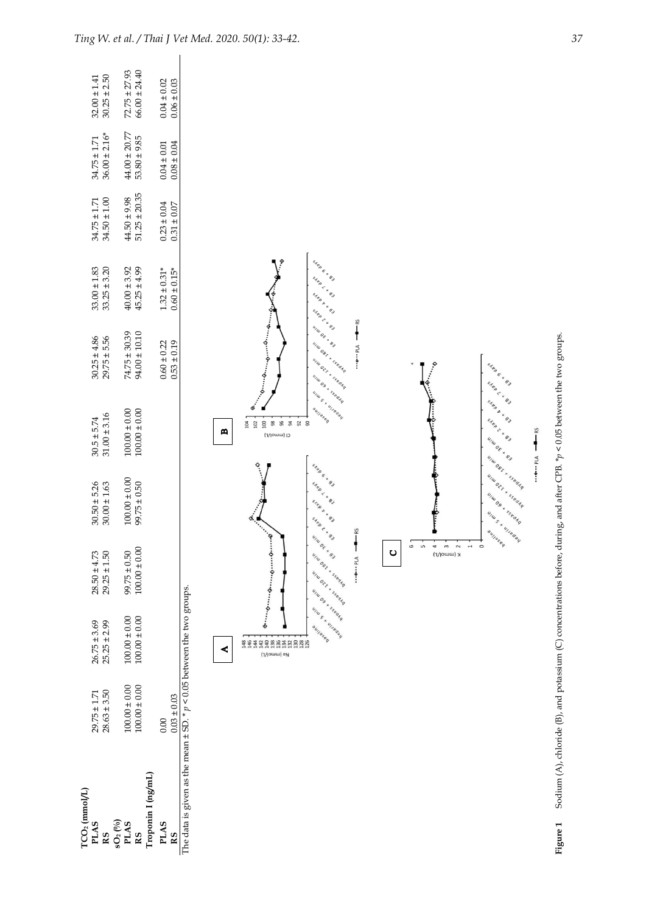| | | | | | | | | | | |
|---|---|---|---|---|---|---|---|---|---|---|
| **$TCO_2$ (mmol/L)** | | | | | | | | | | |
| **PLAS** | 29.75 ± 1.71 | 26.75 ± 3.69 | 28.50 ± 4.73 | 30.50 ± 5.26 | 30.5 ± 5.74 | 30.25 ± 4.86 | 33.00 ± 1.83 | 34.75 ± 1.71 | 34.75 ± 1.71 | 32.00 ± 1.41 |
| **RS** | 28.63 ± 3.50 | 25.25 ± 2.99 | 29.25 ± 1.50 | 30.00 ± 1.63 | 31.00 ± 3.16 | 29.75 ± 5.56 | 33.25 ± 3.20 | 34.50 ± 1.00 | 36.00 ± 2.16* | 30.25 ± 2.50 |
| **$sO_2$ (%)** | | | | | | | | | | |
| **PLAS** | 100.00 ± 0.00 | 100.00 ± 0.00 | 99.75 ± 0.50 | 100.00 ± 0.00 | 100.00 ± 0.00 | 74.75 ± 30.39 | 40.00 ± 3.92 | 44.50 ± 9.98 | 44.00 ± 20.77 | 72.75 ± 27.93 |
| **RS** | 100.00 ± 0.00 | 100.00 ± 0.00 | 100.00 ± 0.00 | 99.75 ± 0.50 | 100.00 ± 0.00 | 94.00 ± 10.10 | 45.25 ± 4.99 | 51.25 ± 20.35 | 53.80 ± 9.85 | 66.00 ± 24.40 |
| **Troponin I (ng/mL)** | | | | | | | | | | |
| **PLAS** | 0.00 | | | | | 0.60 ± 0.22 | 1.32 ± 0.31* | 0.23 ± 0.04 | 0.04 ± 0.01 | 0.04 ± 0.02 |
| **RS** | 0.03 ± 0.03 | | | | | 0.53 ± 0.19 | 0.60 ± 0.15* | 0.31 ± 0.07 | 0.08 ± 0.04 | 0.06 ± 0.03 |

The data is given as the mean ± SD. * $p < 0.05$ between the two groups.

**Figure 1** Sodium (A), chloride (B), and potassium (C) concentrations before, during, and after CPB. *$p < 0.05$ between the two groups.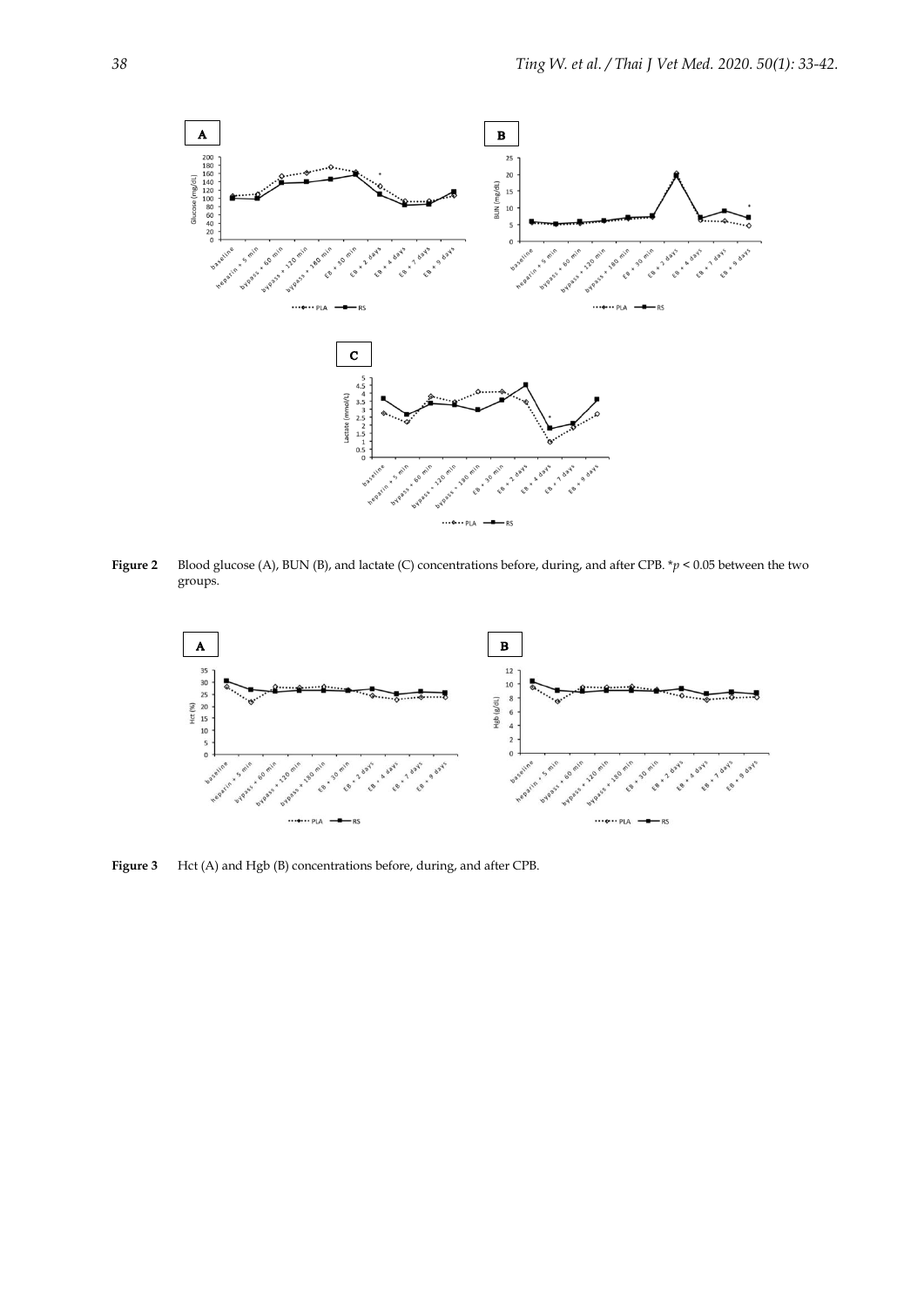**Figure 2** Blood glucose (A), BUN (B), and lactate (C) concentrations before, during, and after CPB. *$p < 0.05$ between the two groups.

**Figure 3** Hct (A) and Hgb (B) concentrations before, during, and after CPB.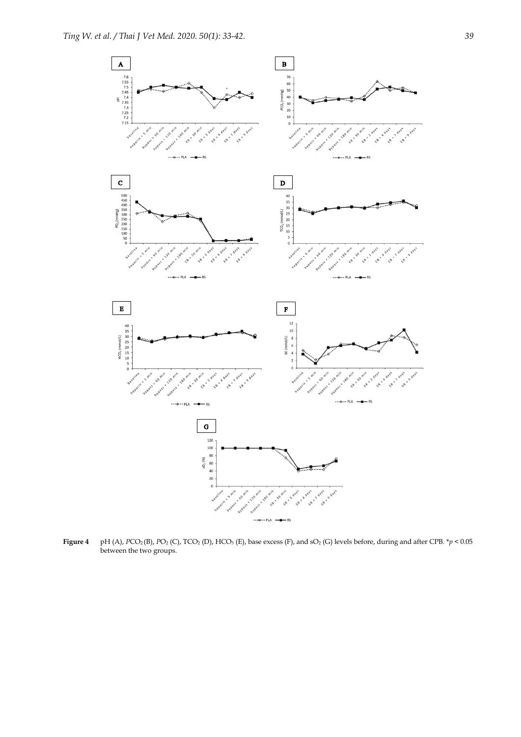**Figure 4** pH (A), $PCO_2$ (B), $PO_2$ (C), $TCO_2$ (D), $HCO_3$ (E), base excess (F), and $sO_2$ (G) levels before, during and after CPB. *$p < 0.05$ between the two groups.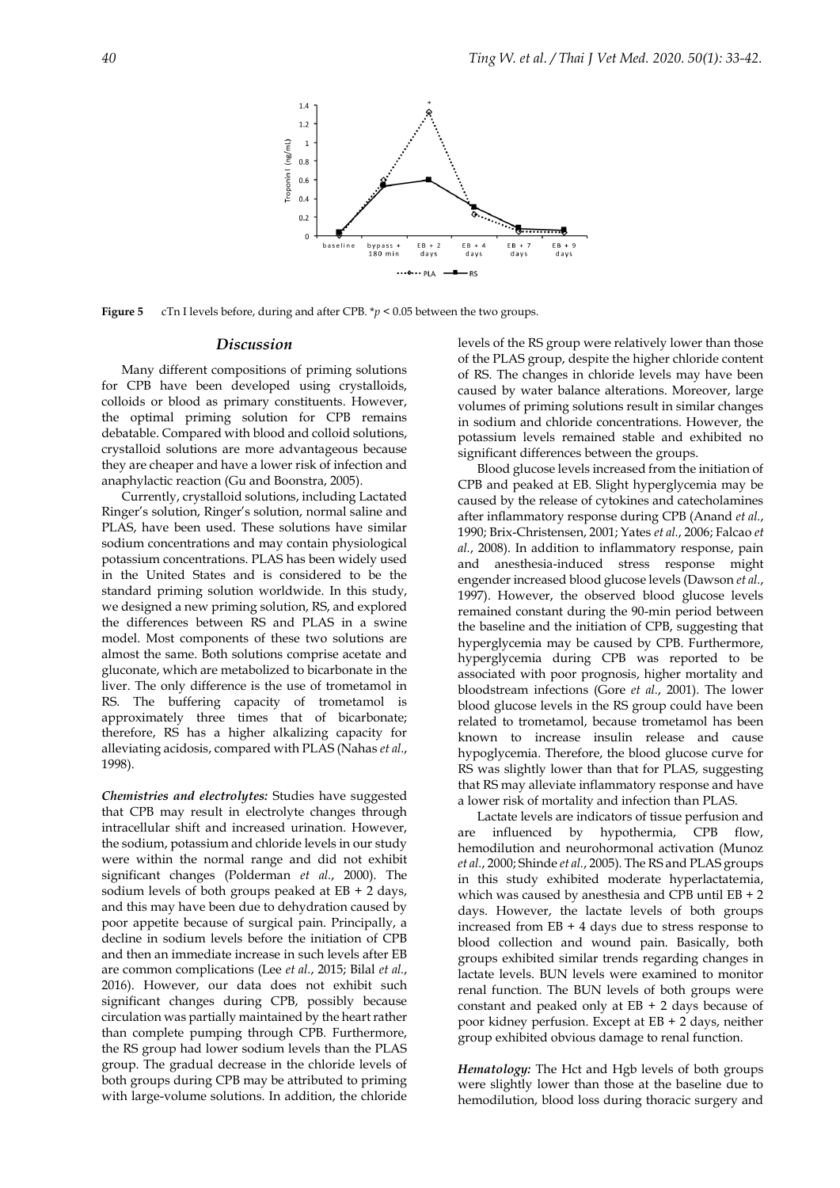**Figure 5** cTn I levels before, during and after CPB. *$p < 0.05$ between the two groups.

## Discussion

Many different compositions of priming solutions for CPB have been developed using crystalloids, colloids or blood as primary constituents. However, the optimal priming solution for CPB remains debatable. Compared with blood and colloid solutions, crystalloid solutions are more advantageous because they are cheaper and have a lower risk of infection and anaphylactic reaction (Gu and Boonstra, 2005).

Currently, crystalloid solutions, including Lactated Ringer's solution, Ringer's solution, normal saline and PLAS, have been used. These solutions have similar sodium concentrations and may contain physiological potassium concentrations. PLAS has been widely used in the United States and is considered to be the standard priming solution worldwide. In this study, we designed a new priming solution, RS, and explored the differences between RS and PLAS in a swine model. Most components of these two solutions are almost the same. Both solutions comprise acetate and gluconate, which are metabolized to bicarbonate in the liver. The only difference is the use of trometamol in RS. The buffering capacity of trometamol is approximately three times that of bicarbonate; therefore, RS has a higher alkalizing capacity for alleviating acidosis, compared with PLAS (Nahas *et al.*, 1998).

***Chemistries and electrolytes:*** Studies have suggested that CPB may result in electrolyte changes through intracellular shift and increased urination. However, the sodium, potassium and chloride levels in our study were within the normal range and did not exhibit significant changes (Polderman *et al.*, 2000). The sodium levels of both groups peaked at EB + 2 days, and this may have been due to dehydration caused by poor appetite because of surgical pain. Principally, a decline in sodium levels before the initiation of CPB and then an immediate increase in such levels after EB are common complications (Lee *et al.*, 2015; Bilal *et al.*, 2016). However, our data does not exhibit such significant changes during CPB, possibly because circulation was partially maintained by the heart rather than complete pumping through CPB. Furthermore, the RS group had lower sodium levels than the PLAS group. The gradual decrease in the chloride levels of both groups during CPB may be attributed to priming with large-volume solutions. In addition, the chloride levels of the RS group were relatively lower than those of the PLAS group, despite the higher chloride content of RS. The changes in chloride levels may have been caused by water balance alterations. Moreover, large volumes of priming solutions result in similar changes in sodium and chloride concentrations. However, the potassium levels remained stable and exhibited no significant differences between the groups.

Blood glucose levels increased from the initiation of CPB and peaked at EB. Slight hyperglycemia may be caused by the release of cytokines and catecholamines after inflammatory response during CPB (Anand *et al.*, 1990; Brix-Christensen, 2001; Yates *et al.*, 2006; Falcao *et al.*, 2008). In addition to inflammatory response, pain and anesthesia-induced stress response might engender increased blood glucose levels (Dawson *et al.*, 1997). However, the observed blood glucose levels remained constant during the 90-min period between the baseline and the initiation of CPB, suggesting that hyperglycemia may be caused by CPB. Furthermore, hyperglycemia during CPB was reported to be associated with poor prognosis, higher mortality and bloodstream infections (Gore *et al.*, 2001). The lower blood glucose levels in the RS group could have been related to trometamol, because trometamol has been known to increase insulin release and cause hypoglycemia. Therefore, the blood glucose curve for RS was slightly lower than that for PLAS, suggesting that RS may alleviate inflammatory response and have a lower risk of mortality and infection than PLAS.

Lactate levels are indicators of tissue perfusion and are influenced by hypothermia, CPB flow, hemodilution and neurohormonal activation (Munoz *et al.*, 2000; Shinde *et al.*, 2005). The RS and PLAS groups in this study exhibited moderate hyperlactatemia, which was caused by anesthesia and CPB until EB + 2 days. However, the lactate levels of both groups increased from EB + 4 days due to stress response to blood collection and wound pain. Basically, both groups exhibited similar trends regarding changes in lactate levels. BUN levels were examined to monitor renal function. The BUN levels of both groups were constant and peaked only at EB + 2 days because of poor kidney perfusion. Except at EB + 2 days, neither group exhibited obvious damage to renal function.

***Hematology:*** The Hct and Hgb levels of both groups were slightly lower than those at the baseline due to hemodilution, blood loss during thoracic surgery and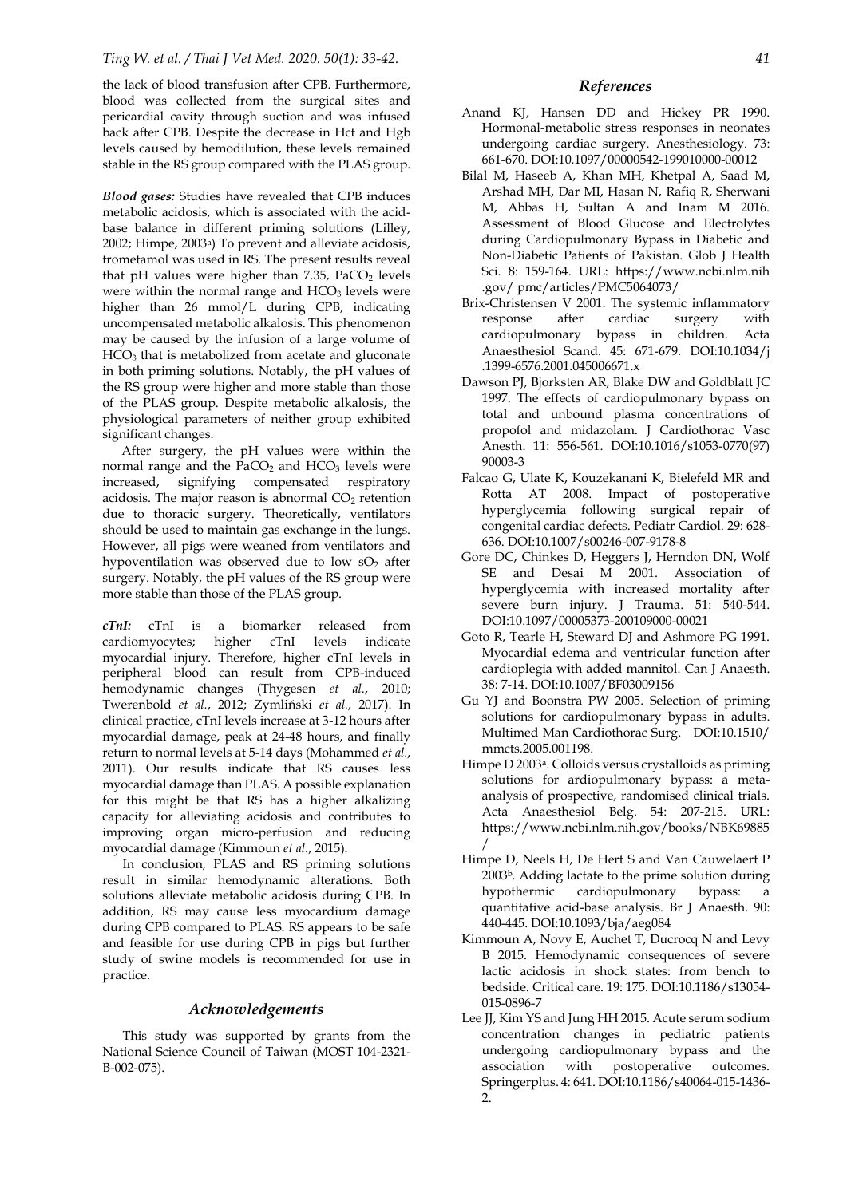the lack of blood transfusion after CPB. Furthermore, blood was collected from the surgical sites and pericardial cavity through suction and was infused back after CPB. Despite the decrease in Hct and Hgb levels caused by hemodilution, these levels remained stable in the RS group compared with the PLAS group.

***Blood gases:*** Studies have revealed that CPB induces metabolic acidosis, which is associated with the acid-base balance in different priming solutions (Lilley, 2002; Himpe, 2003[a]) To prevent and alleviate acidosis, trometamol was used in RS. The present results reveal that pH values were higher than 7.35, $PaCO_2$ levels were within the normal range and $HCO_3$ levels were higher than 26 mmol/L during CPB, indicating uncompensated metabolic alkalosis. This phenomenon may be caused by the infusion of a large volume of $HCO_3$ that is metabolized from acetate and gluconate in both priming solutions. Notably, the pH values of the RS group were higher and more stable than those of the PLAS group. Despite metabolic alkalosis, the physiological parameters of neither group exhibited significant changes.

After surgery, the pH values were within the normal range and the $PaCO_2$ and $HCO_3$ levels were increased, signifying compensated respiratory acidosis. The major reason is abnormal $CO_2$ retention due to thoracic surgery. Theoretically, ventilators should be used to maintain gas exchange in the lungs. However, all pigs were weaned from ventilators and hypoventilation was observed due to low $sO_2$ after surgery. Notably, the pH values of the RS group were more stable than those of the PLAS group.

***cTnI:*** cTnI is a biomarker released from cardiomyocytes; higher cTnI levels indicate myocardial injury. Therefore, higher cTnI levels in peripheral blood can result from CPB-induced hemodynamic changes (Thygesen *et al.*, 2010; Twerenbold *et al.*, 2012; Zymliński *et al.*, 2017). In clinical practice, cTnI levels increase at 3-12 hours after myocardial damage, peak at 24-48 hours, and finally return to normal levels at 5-14 days (Mohammed *et al.*, 2011). Our results indicate that RS causes less myocardial damage than PLAS. A possible explanation for this might be that RS has a higher alkalizing capacity for alleviating acidosis and contributes to improving organ micro-perfusion and reducing myocardial damage (Kimmoun *et al.*, 2015).

In conclusion, PLAS and RS priming solutions result in similar hemodynamic alterations. Both solutions alleviate metabolic acidosis during CPB. In addition, RS may cause less myocardium damage during CPB compared to PLAS. RS appears to be safe and feasible for use during CPB in pigs but further study of swine models is recommended for use in practice.

## *Acknowledgements*

This study was supported by grants from the National Science Council of Taiwan (MOST 104-2321-B-002-075).

## *References*

Anand KJ, Hansen DD and Hickey PR 1990. Hormonal-metabolic stress responses in neonates undergoing cardiac surgery. Anesthesiology. 73: 661-670. DOI:10.1097/00000542-199010000-00012

Bilal M, Haseeb A, Khan MH, Khetpal A, Saad M, Arshad MH, Dar MI, Hasan N, Rafiq R, Sherwani M, Abbas H, Sultan A and Inam M 2016. Assessment of Blood Glucose and Electrolytes during Cardiopulmonary Bypass in Diabetic and Non-Diabetic Patients of Pakistan. Glob J Health Sci. 8: 159-164. URL: https://www.ncbi.nlm.nih.gov/ pmc/articles/PMC5064073/

Brix-Christensen V 2001. The systemic inflammatory response after cardiac surgery with cardiopulmonary bypass in children. Acta Anaesthesiol Scand. 45: 671-679. DOI:10.1034/j.1399-6576.2001.045006671.x

Dawson PJ, Bjorksten AR, Blake DW and Goldblatt JC 1997. The effects of cardiopulmonary bypass on total and unbound plasma concentrations of propofol and midazolam. J Cardiothorac Vasc Anesth. 11: 556-561. DOI:10.1016/s1053-0770(97)90003-3

Falcao G, Ulate K, Kouzekanani K, Bielefeld MR and Rotta AT 2008. Impact of postoperative hyperglycemia following surgical repair of congenital cardiac defects. Pediatr Cardiol. 29: 628-636. DOI:10.1007/s00246-007-9178-8

Gore DC, Chinkes D, Heggers J, Herndon DN, Wolf SE and Desai M 2001. Association of hyperglycemia with increased mortality after severe burn injury. J Trauma. 51: 540-544. DOI:10.1097/00005373-200109000-00021

Goto R, Tearle H, Steward DJ and Ashmore PG 1991. Myocardial edema and ventricular function after cardioplegia with added mannitol. Can J Anaesth. 38: 7-14. DOI:10.1007/BF03009156

Gu YJ and Boonstra PW 2005. Selection of priming solutions for cardiopulmonary bypass in adults. Multimed Man Cardiothorac Surg. DOI:10.1510/mmcts.2005.001198.

Himpe D 2003[a]. Colloids versus crystalloids as priming solutions for ardiopulmonary bypass: a meta-analysis of prospective, randomised clinical trials. Acta Anaesthesiol Belg. 54: 207-215. URL: https://www.ncbi.nlm.nih.gov/books/NBK69885/

Himpe D, Neels H, De Hert S and Van Cauwelaert P 2003[b]. Adding lactate to the prime solution during hypothermic cardiopulmonary bypass: a quantitative acid-base analysis. Br J Anaesth. 90: 440-445. DOI:10.1093/bja/aeg084

Kimmoun A, Novy E, Auchet T, Ducrocq N and Levy B 2015. Hemodynamic consequences of severe lactic acidosis in shock states: from bench to bedside. Critical care. 19: 175. DOI:10.1186/s13054-015-0896-7

Lee JJ, Kim YS and Jung HH 2015. Acute serum sodium concentration changes in pediatric patients undergoing cardiopulmonary bypass and the association with postoperative outcomes. Springerplus. 4: 641. DOI:10.1186/s40064-015-1436-2.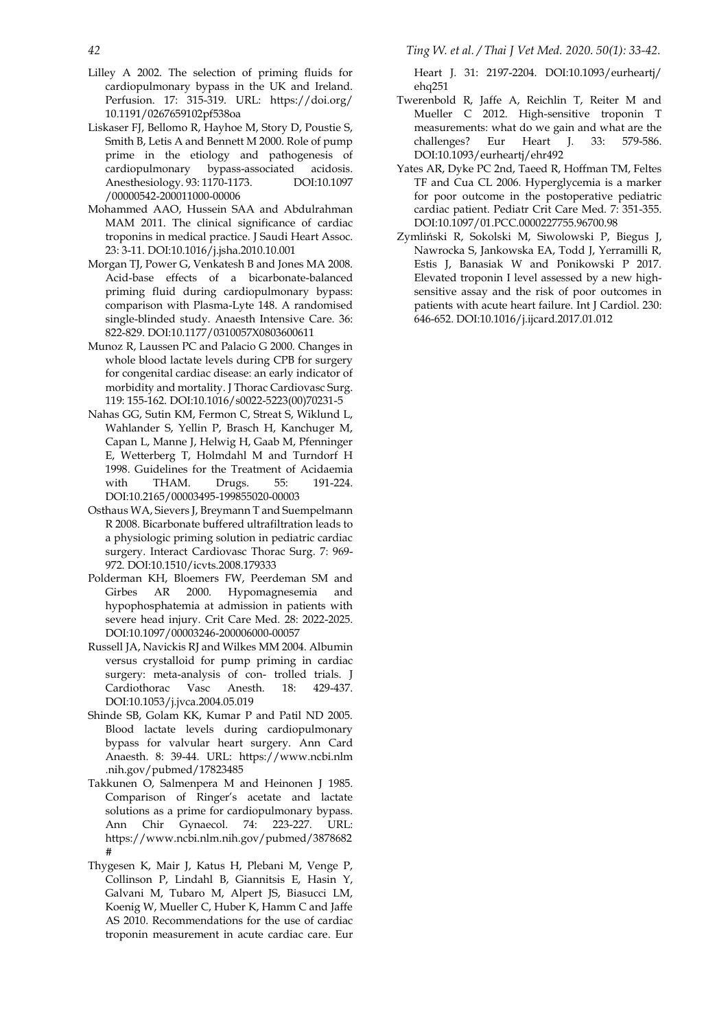Lilley A 2002. The selection of priming fluids for cardiopulmonary bypass in the UK and Ireland. Perfusion. 17: 315-319. URL: https://doi.org/10.1191/0267659102pf538oa

Liskaser FJ, Bellomo R, Hayhoe M, Story D, Poustie S, Smith B, Letis A and Bennett M 2000. Role of pump prime in the etiology and pathogenesis of cardiopulmonary bypass-associated acidosis. Anesthesiology. 93: 1170-1173. DOI:10.1097/00000542-200011000-00006

Mohammed AAO, Hussein SAA and Abdulrahman MAM 2011. The clinical significance of cardiac troponins in medical practice. J Saudi Heart Assoc. 23: 3-11. DOI:10.1016/j.jsha.2010.10.001

Morgan TJ, Power G, Venkatesh B and Jones MA 2008. Acid-base effects of a bicarbonate-balanced priming fluid during cardiopulmonary bypass: comparison with Plasma-Lyte 148. A randomised single-blinded study. Anaesth Intensive Care. 36: 822-829. DOI:10.1177/0310057X0803600611

Munoz R, Laussen PC and Palacio G 2000. Changes in whole blood lactate levels during CPB for surgery for congenital cardiac disease: an early indicator of morbidity and mortality. J Thorac Cardiovasc Surg. 119: 155-162. DOI:10.1016/s0022-5223(00)70231-5

Nahas GG, Sutin KM, Fermon C, Streat S, Wiklund L, Wahlander S, Yellin P, Brasch H, Kanchuger M, Capan L, Manne J, Helwig H, Gaab M, Pfenninger E, Wetterberg T, Holmdahl M and Turndorf H 1998. Guidelines for the Treatment of Acidaemia with THAM. Drugs. 55: 191-224. DOI:10.2165/00003495-199855020-00003

Osthaus WA, Sievers J, Breymann T and Suempelmann R 2008. Bicarbonate buffered ultrafiltration leads to a physiologic priming solution in pediatric cardiac surgery. Interact Cardiovasc Thorac Surg. 7: 969-972. DOI:10.1510/icvts.2008.179333

Polderman KH, Bloemers FW, Peerdeman SM and Girbes AR 2000. Hypomagnesemia and hypophosphatemia at admission in patients with severe head injury. Crit Care Med. 28: 2022-2025. DOI:10.1097/00003246-200006000-00057

Russell JA, Navickis RJ and Wilkes MM 2004. Albumin versus crystalloid for pump priming in cardiac surgery: meta-analysis of con- trolled trials. J Cardiothorac Vasc Anesth. 18: 429-437. DOI:10.1053/j.jvca.2004.05.019

Shinde SB, Golam KK, Kumar P and Patil ND 2005. Blood lactate levels during cardiopulmonary bypass for valvular heart surgery. Ann Card Anaesth. 8: 39-44. URL: https://www.ncbi.nlm.nih.gov/pubmed/17823485

Takkunen O, Salmenpera M and Heinonen J 1985. Comparison of Ringer's acetate and lactate solutions as a prime for cardiopulmonary bypass. Ann Chir Gynaecol. 74: 223-227. URL: https://www.ncbi.nlm.nih.gov/pubmed/3878682#

Thygesen K, Mair J, Katus H, Plebani M, Venge P, Collinson P, Lindahl B, Giannitsis E, Hasin Y, Galvani M, Tubaro M, Alpert JS, Biasucci LM, Koenig W, Mueller C, Huber K, Hamm C and Jaffe AS 2010. Recommendations for the use of cardiac troponin measurement in acute cardiac care. Eur Heart J. 31: 2197-2204. DOI:10.1093/eurheartj/ehq251

Twerenbold R, Jaffe A, Reichlin T, Reiter M and Mueller C 2012. High-sensitive troponin T measurements: what do we gain and what are the challenges? Eur Heart J. 33: 579-586. DOI:10.1093/eurheartj/ehr492

Yates AR, Dyke PC 2nd, Taeed R, Hoffman TM, Feltes TF and Cua CL 2006. Hyperglycemia is a marker for poor outcome in the postoperative pediatric cardiac patient. Pediatr Crit Care Med. 7: 351-355. DOI:10.1097/01.PCC.0000227755.96700.98

Zymliński R, Sokolski M, Siwolowski P, Biegus J, Nawrocka S, Jankowska EA, Todd J, Yerramilli R, Estis J, Banasiak W and Ponikowski P 2017. Elevated troponin I level assessed by a new high-sensitive assay and the risk of poor outcomes in patients with acute heart failure. Int J Cardiol. 230: 646-652. DOI:10.1016/j.ijcard.2017.01.012